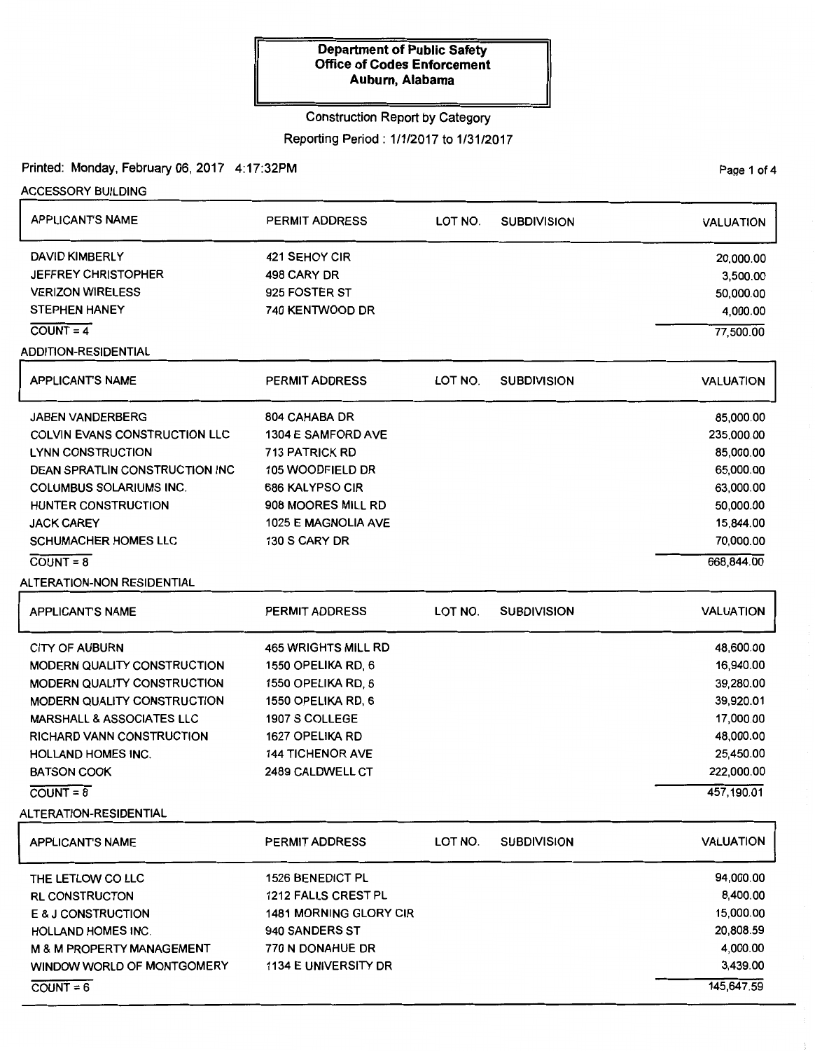**Department of Public Safety**
**Office of Codes Enforcement**
**Auburn, Alabama**

Construction Report by Category

Reporting Period : 1/1/2017 to 1/31/2017

Printed: Monday, February 06, 2017 4:17:32PM

## ACCESSORY BUILDING

| APPLICANT'S NAME | PERMIT ADDRESS | LOT NO. | SUBDIVISION | VALUATION |
|---|---|---|---|---|
| DAVID KIMBERLY | 421 SEHOY CIR | | | 20,000.00 |
| JEFFREY CHRISTOPHER | 498 CARY DR | | | 3,500.00 |
| VERIZON WIRELESS | 925 FOSTER ST | | | 50,000.00 |
| STEPHEN HANEY | 740 KENTWOOD DR | | | 4,000.00 |
| COUNT = 4 | | | | 77,500.00 |

## ADDITION-RESIDENTIAL

| APPLICANT'S NAME | PERMIT ADDRESS | LOT NO. | SUBDIVISION | VALUATION |
|---|---|---|---|---|
| JABEN VANDERBERG | 804 CAHABA DR | | | 85,000.00 |
| COLVIN EVANS CONSTRUCTION LLC | 1304 E SAMFORD AVE | | | 235,000.00 |
| LYNN CONSTRUCTION | 713 PATRICK RD | | | 85,000.00 |
| DEAN SPRATLIN CONSTRUCTION INC | 105 WOODFIELD DR | | | 65,000.00 |
| COLUMBUS SOLARIUMS INC. | 686 KALYPSO CIR | | | 63,000.00 |
| HUNTER CONSTRUCTION | 908 MOORES MILL RD | | | 50,000.00 |
| JACK CAREY | 1025 E MAGNOLIA AVE | | | 15,844.00 |
| SCHUMACHER HOMES LLC | 130 S CARY DR | | | 70,000.00 |
| COUNT = 8 | | | | 668,844.00 |

## ALTERATION-NON RESIDENTIAL

| APPLICANT'S NAME | PERMIT ADDRESS | LOT NO. | SUBDIVISION | VALUATION |
|---|---|---|---|---|
| CITY OF AUBURN | 465 WRIGHTS MILL RD | | | 48,600.00 |
| MODERN QUALITY CONSTRUCTION | 1550 OPELIKA RD, 6 | | | 16,940.00 |
| MODERN QUALITY CONSTRUCTION | 1550 OPELIKA RD, 6 | | | 39,280.00 |
| MODERN QUALITY CONSTRUCTION | 1550 OPELIKA RD, 6 | | | 39,920.01 |
| MARSHALL & ASSOCIATES LLC | 1907 S COLLEGE | | | 17,000.00 |
| RICHARD VANN CONSTRUCTION | 1627 OPELIKA RD | | | 48,000.00 |
| HOLLAND HOMES INC. | 144 TICHENOR AVE | | | 25,450.00 |
| BATSON COOK | 2489 CALDWELL CT | | | 222,000.00 |
| COUNT = 8 | | | | 457,190.01 |

## ALTERATION-RESIDENTIAL

| APPLICANT'S NAME | PERMIT ADDRESS | LOT NO. | SUBDIVISION | VALUATION |
|---|---|---|---|---|
| THE LETLOW CO LLC | 1526 BENEDICT PL | | | 94,000.00 |
| RL CONSTRUCTON | 1212 FALLS CREST PL | | | 8,400.00 |
| E & J CONSTRUCTION | 1481 MORNING GLORY CIR | | | 15,000.00 |
| HOLLAND HOMES INC. | 940 SANDERS ST | | | 20,808.59 |
| M & M PROPERTY MANAGEMENT | 770 N DONAHUE DR | | | 4,000.00 |
| WINDOW WORLD OF MONTGOMERY | 1134 E UNIVERSITY DR | | | 3,439.00 |
| COUNT = 6 | | | | 145,647.59 |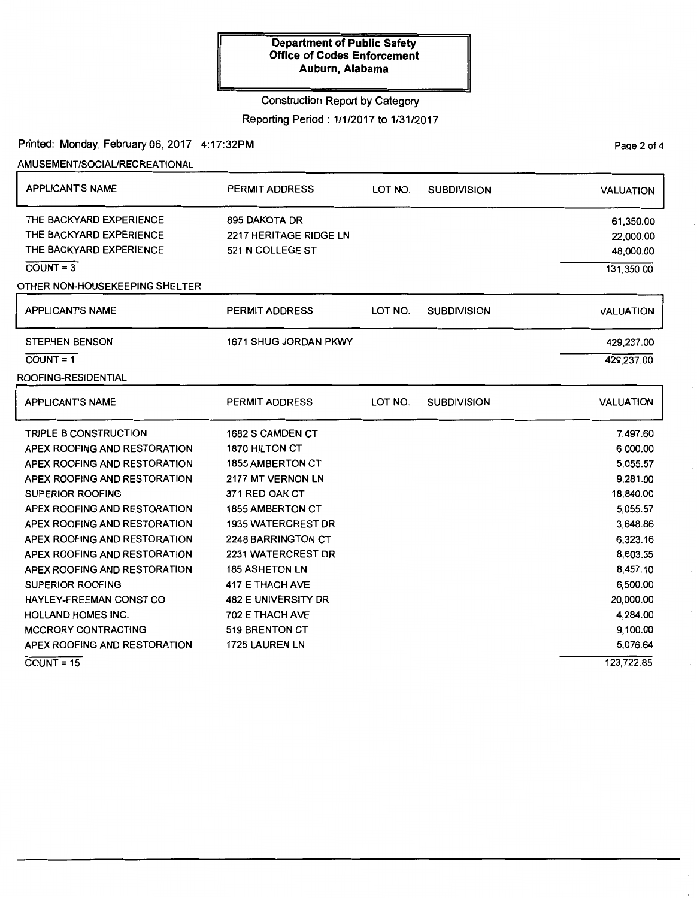**Department of Public Safety**
**Office of Codes Enforcement**
**Auburn, Alabama**

Construction Report by Category

Reporting Period : 1/1/2017 to 1/31/2017

Printed: Monday, February 06, 2017 4:17:32PM

AMUSEMENT/SOCIAL/RECREATIONAL

| APPLICANT'S NAME | PERMIT ADDRESS | LOT NO. | SUBDIVISION | VALUATION |
|---|---|---|---|---|
| THE BACKYARD EXPERIENCE | 895 DAKOTA DR | | | 61,350.00 |
| THE BACKYARD EXPERIENCE | 2217 HERITAGE RIDGE LN | | | 22,000.00 |
| THE BACKYARD EXPERIENCE | 521 N COLLEGE ST | | | 48,000.00 |
| COUNT = 3 | | | | 131,350.00 |

OTHER NON-HOUSEKEEPING SHELTER

| APPLICANT'S NAME | PERMIT ADDRESS | LOT NO. | SUBDIVISION | VALUATION |
|---|---|---|---|---|
| STEPHEN BENSON | 1671 SHUG JORDAN PKWY | | | 429,237.00 |
| COUNT = 1 | | | | 429,237.00 |

ROOFING-RESIDENTIAL

| APPLICANT'S NAME | PERMIT ADDRESS | LOT NO. | SUBDIVISION | VALUATION |
|---|---|---|---|---|
| TRIPLE B CONSTRUCTION | 1682 S CAMDEN CT | | | 7,497.60 |
| APEX ROOFING AND RESTORATION | 1870 HILTON CT | | | 6,000.00 |
| APEX ROOFING AND RESTORATION | 1855 AMBERTON CT | | | 5,055.57 |
| APEX ROOFING AND RESTORATION | 2177 MT VERNON LN | | | 9,281.00 |
| SUPERIOR ROOFING | 371 RED OAK CT | | | 18,840.00 |
| APEX ROOFING AND RESTORATION | 1855 AMBERTON CT | | | 5,055.57 |
| APEX ROOFING AND RESTORATION | 1935 WATERCREST DR | | | 3,648.86 |
| APEX ROOFING AND RESTORATION | 2248 BARRINGTON CT | | | 6,323.16 |
| APEX ROOFING AND RESTORATION | 2231 WATERCREST DR | | | 8,603.35 |
| APEX ROOFING AND RESTORATION | 185 ASHETON LN | | | 8,457.10 |
| SUPERIOR ROOFING | 417 E THACH AVE | | | 6,500.00 |
| HAYLEY-FREEMAN CONST CO | 482 E UNIVERSITY DR | | | 20,000.00 |
| HOLLAND HOMES INC. | 702 E THACH AVE | | | 4,284.00 |
| MCCRORY CONTRACTING | 519 BRENTON CT | | | 9,100.00 |
| APEX ROOFING AND RESTORATION | 1725 LAUREN LN | | | 5,076.64 |
| COUNT = 15 | | | | 123,722.85 |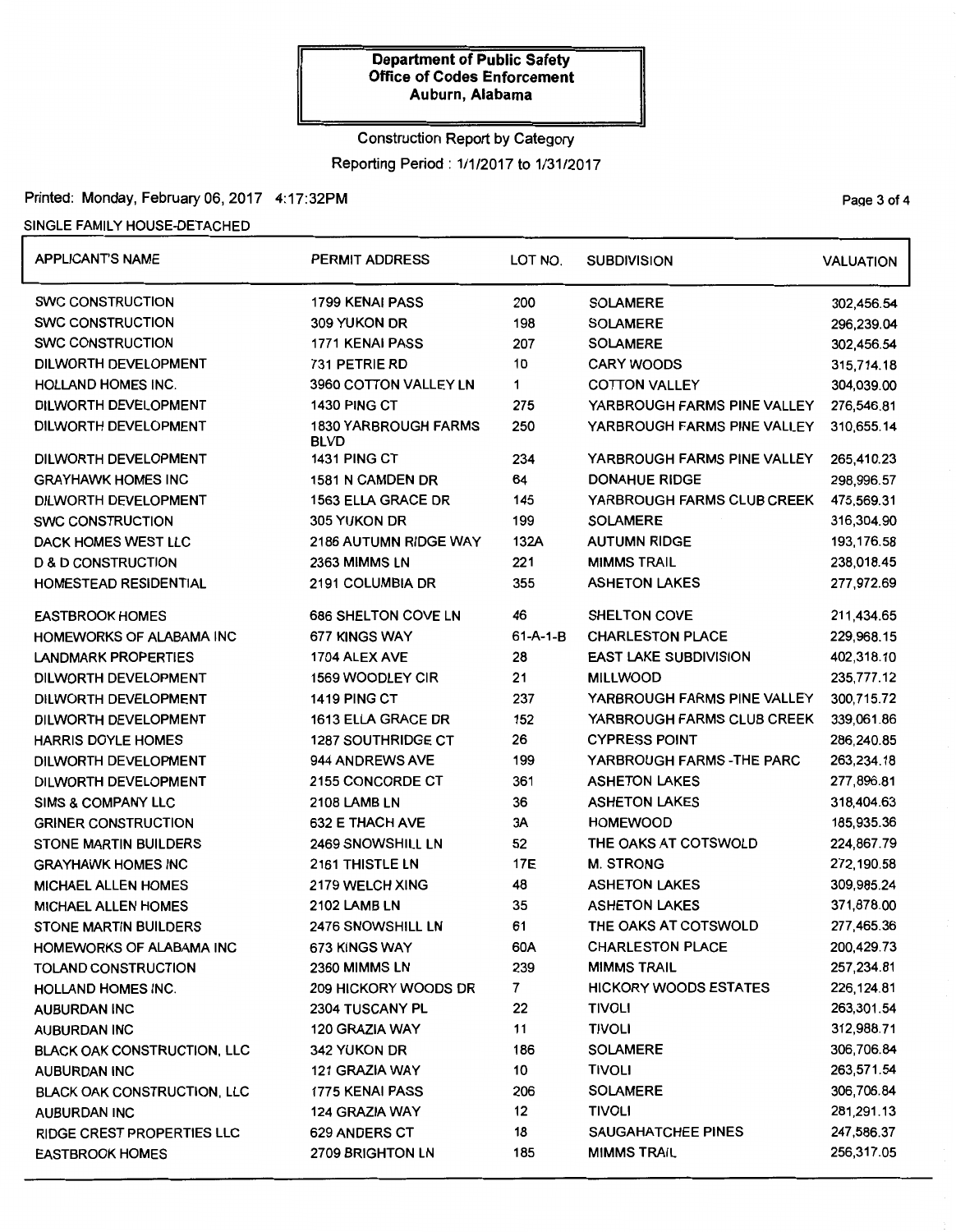**Department of Public Safety**
**Office of Codes Enforcement**
**Auburn, Alabama**

Construction Report by Category

Reporting Period : 1/1/2017 to 1/31/2017

Printed: Monday, February 06, 2017 4:17:32PM

SINGLE FAMILY HOUSE-DETACHED

| APPLICANT'S NAME | PERMIT ADDRESS | LOT NO. | SUBDIVISION | VALUATION |
|---|---|---|---|---|
| SWC CONSTRUCTION | 1799 KENAI PASS | 200 | SOLAMERE | 302,456.54 |
| SWC CONSTRUCTION | 309 YUKON DR | 198 | SOLAMERE | 296,239.04 |
| SWC CONSTRUCTION | 1771 KENAI PASS | 207 | SOLAMERE | 302,456.54 |
| DILWORTH DEVELOPMENT | 731 PETRIE RD | 10 | CARY WOODS | 315,714.18 |
| HOLLAND HOMES INC. | 3960 COTTON VALLEY LN | 1 | COTTON VALLEY | 304,039.00 |
| DILWORTH DEVELOPMENT | 1430 PING CT | 275 | YARBROUGH FARMS PINE VALLEY | 276,546.81 |
| DILWORTH DEVELOPMENT | 1830 YARBROUGH FARMS BLVD | 250 | YARBROUGH FARMS PINE VALLEY | 310,655.14 |
| DILWORTH DEVELOPMENT | 1431 PING CT | 234 | YARBROUGH FARMS PINE VALLEY | 265,410.23 |
| GRAYHAWK HOMES INC | 1581 N CAMDEN DR | 64 | DONAHUE RIDGE | 298,996.57 |
| DILWORTH DEVELOPMENT | 1563 ELLA GRACE DR | 145 | YARBROUGH FARMS CLUB CREEK | 475,569.31 |
| SWC CONSTRUCTION | 305 YUKON DR | 199 | SOLAMERE | 316,304.90 |
| DACK HOMES WEST LLC | 2186 AUTUMN RIDGE WAY | 132A | AUTUMN RIDGE | 193,176.58 |
| D & D CONSTRUCTION | 2363 MIMMS LN | 221 | MIMMS TRAIL | 238,018.45 |
| HOMESTEAD RESIDENTIAL | 2191 COLUMBIA DR | 355 | ASHETON LAKES | 277,972.69 |
| EASTBROOK HOMES | 686 SHELTON COVE LN | 46 | SHELTON COVE | 211,434.65 |
| HOMEWORKS OF ALABAMA INC | 677 KINGS WAY | 61-A-1-B | CHARLESTON PLACE | 229,968.15 |
| LANDMARK PROPERTIES | 1704 ALEX AVE | 28 | EAST LAKE SUBDIVISION | 402,318.10 |
| DILWORTH DEVELOPMENT | 1569 WOODLEY CIR | 21 | MILLWOOD | 235,777.12 |
| DILWORTH DEVELOPMENT | 1419 PING CT | 237 | YARBROUGH FARMS PINE VALLEY | 300,715.72 |
| DILWORTH DEVELOPMENT | 1613 ELLA GRACE DR | 152 | YARBROUGH FARMS CLUB CREEK | 339,061.86 |
| HARRIS DOYLE HOMES | 1287 SOUTHRIDGE CT | 26 | CYPRESS POINT | 286,240.85 |
| DILWORTH DEVELOPMENT | 944 ANDREWS AVE | 199 | YARBROUGH FARMS -THE PARC | 263,234.18 |
| DILWORTH DEVELOPMENT | 2155 CONCORDE CT | 361 | ASHETON LAKES | 277,896.81 |
| SIMS & COMPANY LLC | 2108 LAMB LN | 36 | ASHETON LAKES | 318,404.63 |
| GRINER CONSTRUCTION | 632 E THACH AVE | 3A | HOMEWOOD | 185,935.36 |
| STONE MARTIN BUILDERS | 2469 SNOWSHILL LN | 52 | THE OAKS AT COTSWOLD | 224,867.79 |
| GRAYHAWK HOMES INC | 2161 THISTLE LN | 17E | M. STRONG | 272,190.58 |
| MICHAEL ALLEN HOMES | 2179 WELCH XING | 48 | ASHETON LAKES | 309,985.24 |
| MICHAEL ALLEN HOMES | 2102 LAMB LN | 35 | ASHETON LAKES | 371,878.00 |
| STONE MARTIN BUILDERS | 2476 SNOWSHILL LN | 61 | THE OAKS AT COTSWOLD | 277,465.36 |
| HOMEWORKS OF ALABAMA INC | 673 KINGS WAY | 60A | CHARLESTON PLACE | 200,429.73 |
| TOLAND CONSTRUCTION | 2360 MIMMS LN | 239 | MIMMS TRAIL | 257,234.81 |
| HOLLAND HOMES INC. | 209 HICKORY WOODS DR | 7 | HICKORY WOODS ESTATES | 226,124.81 |
| AUBURDAN INC | 2304 TUSCANY PL | 22 | TIVOLI | 263,301.54 |
| AUBURDAN INC | 120 GRAZIA WAY | 11 | TIVOLI | 312,988.71 |
| BLACK OAK CONSTRUCTION, LLC | 342 YUKON DR | 186 | SOLAMERE | 306,706.84 |
| AUBURDAN INC | 121 GRAZIA WAY | 10 | TIVOLI | 263,571.54 |
| BLACK OAK CONSTRUCTION, LLC | 1775 KENAI PASS | 206 | SOLAMERE | 306,706.84 |
| AUBURDAN INC | 124 GRAZIA WAY | 12 | TIVOLI | 281,291.13 |
| RIDGE CREST PROPERTIES LLC | 629 ANDERS CT | 18 | SAUGAHATCHEE PINES | 247,586.37 |
| EASTBROOK HOMES | 2709 BRIGHTON LN | 185 | MIMMS TRAIL | 256,317.05 |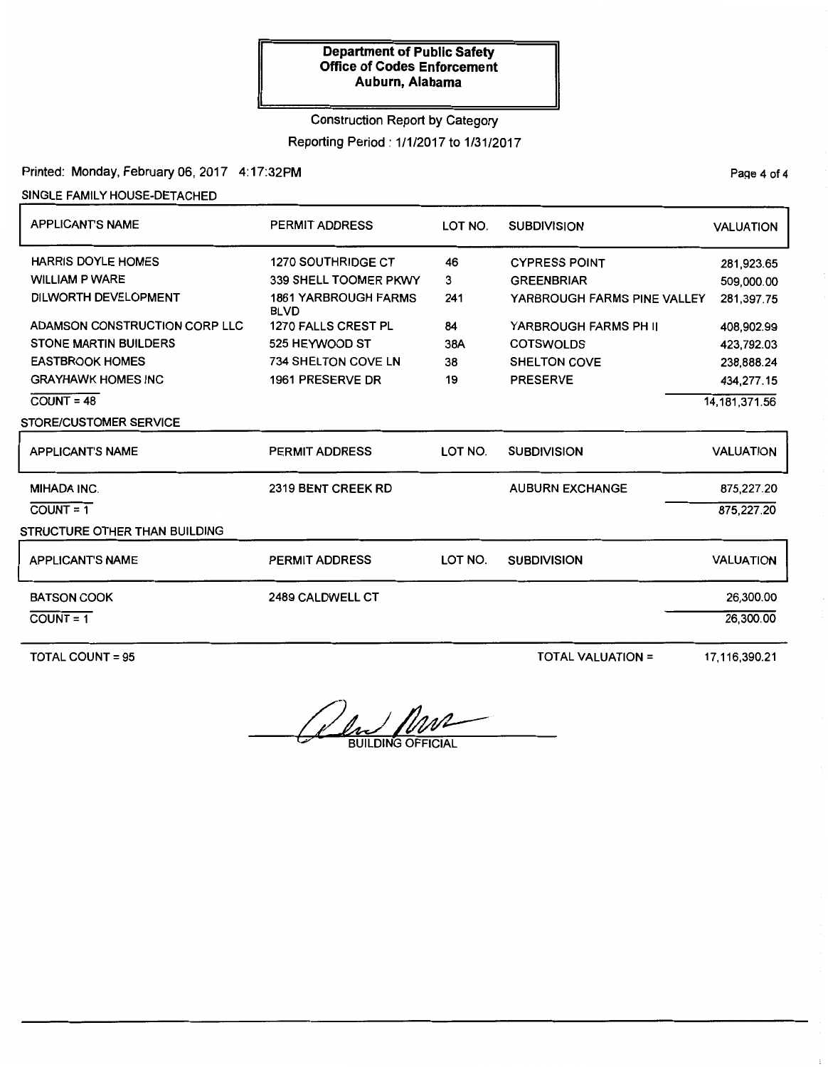**Department of Public Safety**
**Office of Codes Enforcement**
**Auburn, Alabama**

Construction Report by Category

Reporting Period : 1/1/2017 to 1/31/2017

Printed: Monday, February 06, 2017 4:17:32PM

SINGLE FAMILY HOUSE-DETACHED

| APPLICANT'S NAME | PERMIT ADDRESS | LOT NO. | SUBDIVISION | VALUATION |
|---|---|---|---|---|
| HARRIS DOYLE HOMES | 1270 SOUTHRIDGE CT | 46 | CYPRESS POINT | 281,923.65 |
| WILLIAM P WARE | 339 SHELL TOOMER PKWY | 3 | GREENBRIAR | 509,000.00 |
| DILWORTH DEVELOPMENT | 1861 YARBROUGH FARMS BLVD | 241 | YARBROUGH FARMS PINE VALLEY | 281,397.75 |
| ADAMSON CONSTRUCTION CORP LLC | 1270 FALLS CREST PL | 84 | YARBROUGH FARMS PH II | 408,902.99 |
| STONE MARTIN BUILDERS | 525 HEYWOOD ST | 38A | COTSWOLDS | 423,792.03 |
| EASTBROOK HOMES | 734 SHELTON COVE LN | 38 | SHELTON COVE | 238,888.24 |
| GRAYHAWK HOMES INC | 1961 PRESERVE DR | 19 | PRESERVE | 434,277.15 |
| COUNT = 48 | | | | 14,181,371.56 |

STORE/CUSTOMER SERVICE

| APPLICANT'S NAME | PERMIT ADDRESS | LOT NO. | SUBDIVISION | VALUATION |
|---|---|---|---|---|
| MIHADA INC. | 2319 BENT CREEK RD | | AUBURN EXCHANGE | 875,227.20 |
| COUNT = 1 | | | | 875,227.20 |

STRUCTURE OTHER THAN BUILDING

| APPLICANT'S NAME | PERMIT ADDRESS | LOT NO. | SUBDIVISION | VALUATION |
|---|---|---|---|---|
| BATSON COOK | 2489 CALDWELL CT | | | 26,300.00 |
| COUNT = 1 | | | | 26,300.00 |

TOTAL COUNT = 95

TOTAL VALUATION = 17,116,390.21

BUILDING OFFICIAL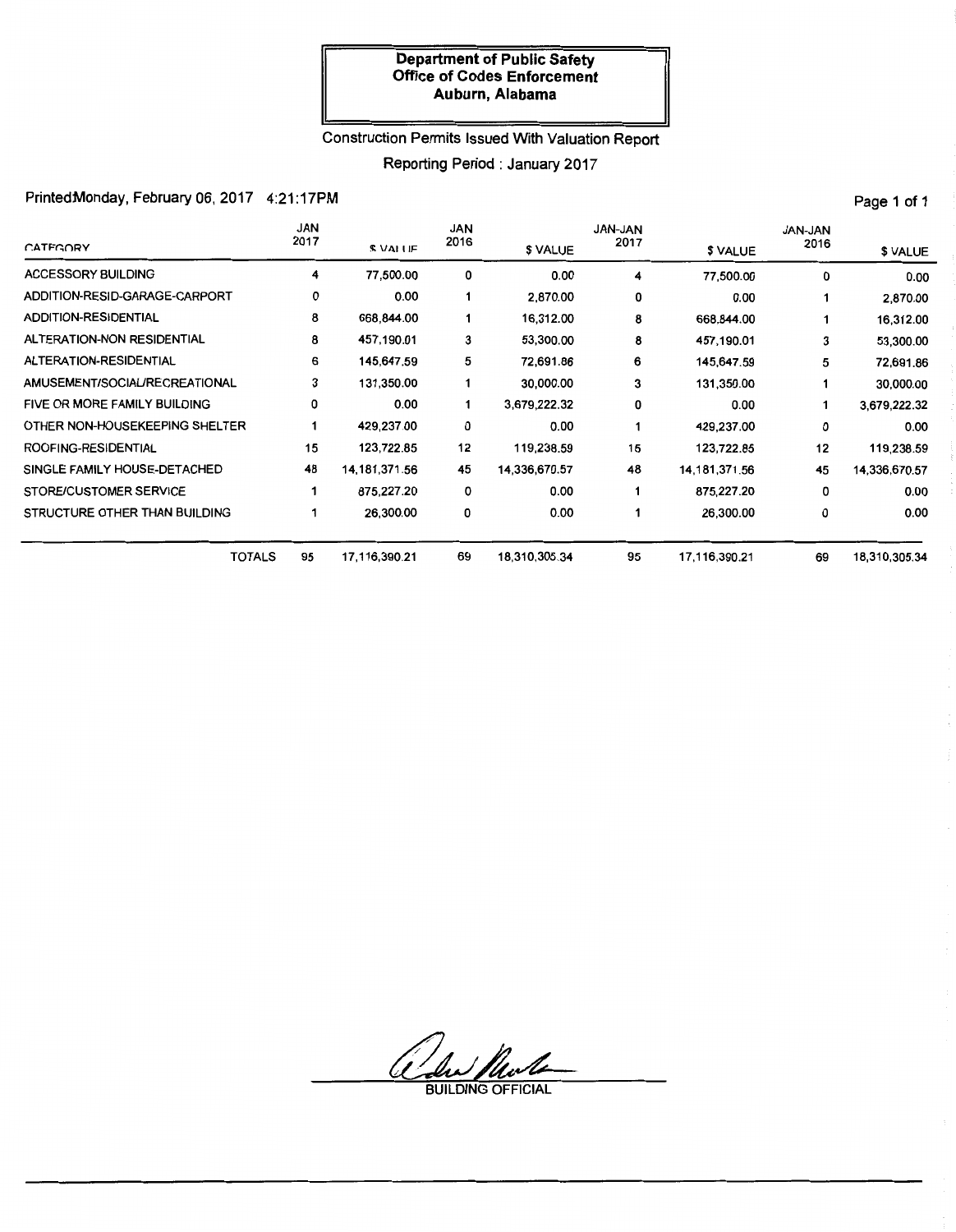**Department of Public Safety**
**Office of Codes Enforcement**
**Auburn, Alabama**

Construction Permits Issued With Valuation Report

Reporting Period : January 2017

Printed Monday, February 06, 2017 4:21:17PM

| CATEGORY | JAN 2017 | $ VALUE | JAN 2016 | $ VALUE | JAN-JAN 2017 | $ VALUE | JAN-JAN 2016 | $ VALUE |
|---|---|---|---|---|---|---|---|---|
| ACCESSORY BUILDING | 4 | 77,500.00 | 0 | 0.00 | 4 | 77,500.00 | 0 | 0.00 |
| ADDITION-RESID-GARAGE-CARPORT | 0 | 0.00 | 1 | 2,870.00 | 0 | 0.00 | 1 | 2,870.00 |
| ADDITION-RESIDENTIAL | 8 | 668,844.00 | 1 | 16,312.00 | 8 | 668,844.00 | 1 | 16,312.00 |
| ALTERATION-NON RESIDENTIAL | 8 | 457,190.01 | 3 | 53,300.00 | 8 | 457,190.01 | 3 | 53,300.00 |
| ALTERATION-RESIDENTIAL | 6 | 145,647.59 | 5 | 72,691.86 | 6 | 145,647.59 | 5 | 72,691.86 |
| AMUSEMENT/SOCIAL/RECREATIONAL | 3 | 131,350.00 | 1 | 30,000.00 | 3 | 131,350.00 | 1 | 30,000.00 |
| FIVE OR MORE FAMILY BUILDING | 0 | 0.00 | 1 | 3,679,222.32 | 0 | 0.00 | 1 | 3,679,222.32 |
| OTHER NON-HOUSEKEEPING SHELTER | 1 | 429,237.00 | 0 | 0.00 | 1 | 429,237.00 | 0 | 0.00 |
| ROOFING-RESIDENTIAL | 15 | 123,722.85 | 12 | 119,238.59 | 15 | 123,722.85 | 12 | 119,238.59 |
| SINGLE FAMILY HOUSE-DETACHED | 48 | 14,181,371.56 | 45 | 14,336,670.57 | 48 | 14,181,371.56 | 45 | 14,336,670.57 |
| STORE/CUSTOMER SERVICE | 1 | 875,227.20 | 0 | 0.00 | 1 | 875,227.20 | 0 | 0.00 |
| STRUCTURE OTHER THAN BUILDING | 1 | 26,300.00 | 0 | 0.00 | 1 | 26,300.00 | 0 | 0.00 |
| TOTALS | 95 | 17,116,390.21 | 69 | 18,310,305.34 | 95 | 17,116,390.21 | 69 | 18,310,305.34 |

BUILDING OFFICIAL